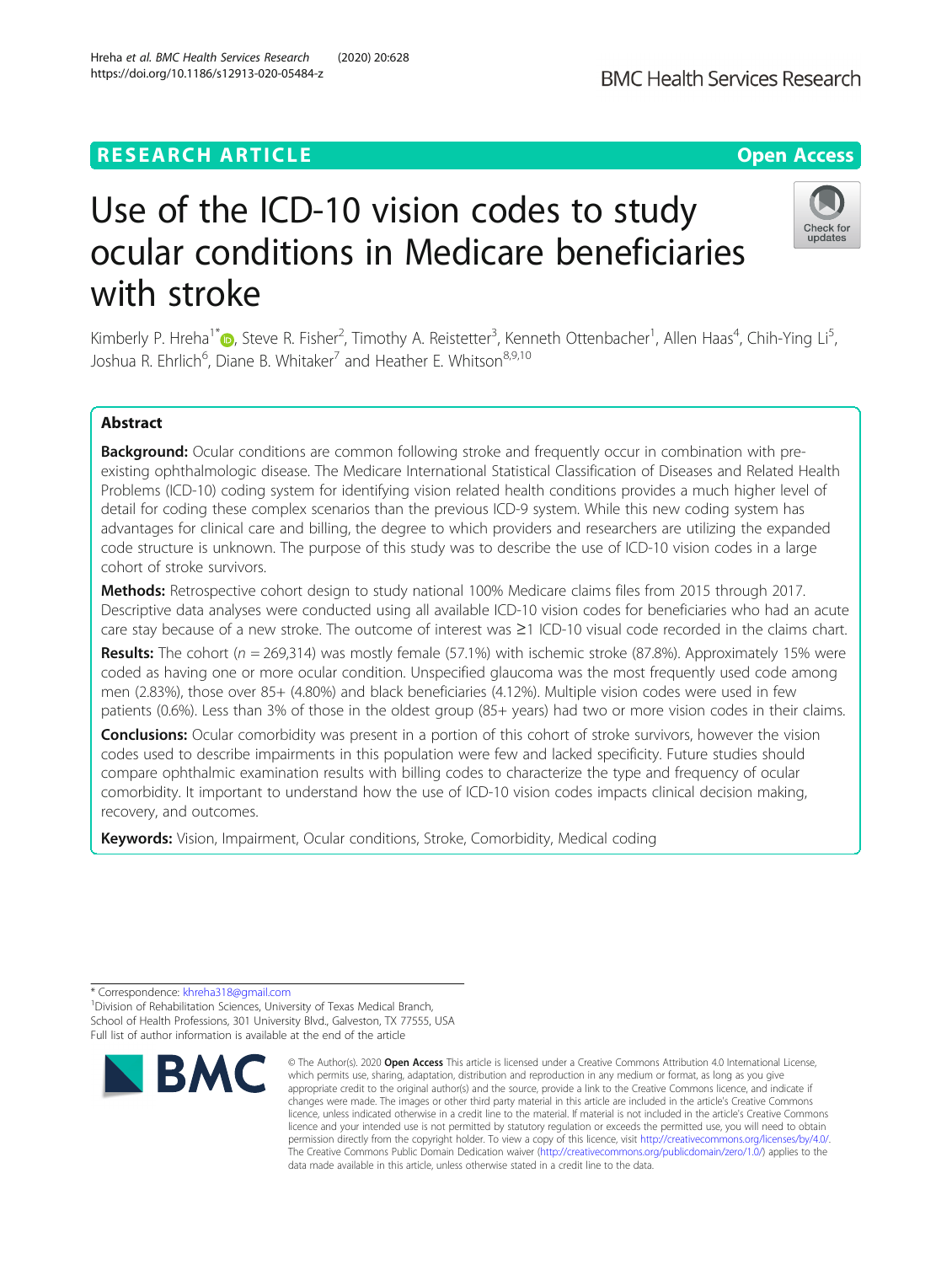RESEARCH ARTICLE

Open Access

# Use of the ICD-10 vision codes to study ocular conditions in Medicare beneficiaries with stroke

Kimberly P. Hreha[1*], Steve R. Fisher[2], Timothy A. Reistetter[3], Kenneth Ottenbacher[1], Allen Haas[4], Chih-Ying Li[5], Joshua R. Ehrlich[6], Diane B. Whitaker[7] and Heather E. Whitson[8,9,10]

## Abstract

**Background:** Ocular conditions are common following stroke and frequently occur in combination with pre-existing ophthalmologic disease. The Medicare International Statistical Classification of Diseases and Related Health Problems (ICD-10) coding system for identifying vision related health conditions provides a much higher level of detail for coding these complex scenarios than the previous ICD-9 system. While this new coding system has advantages for clinical care and billing, the degree to which providers and researchers are utilizing the expanded code structure is unknown. The purpose of this study was to describe the use of ICD-10 vision codes in a large cohort of stroke survivors.

**Methods:** Retrospective cohort design to study national 100% Medicare claims files from 2015 through 2017. Descriptive data analyses were conducted using all available ICD-10 vision codes for beneficiaries who had an acute care stay because of a new stroke. The outcome of interest was ≥1 ICD-10 visual code recorded in the claims chart.

**Results:** The cohort ($n$ = 269,314) was mostly female (57.1%) with ischemic stroke (87.8%). Approximately 15% were coded as having one or more ocular condition. Unspecified glaucoma was the most frequently used code among men (2.83%), those over 85+ (4.80%) and black beneficiaries (4.12%). Multiple vision codes were used in few patients (0.6%). Less than 3% of those in the oldest group (85+ years) had two or more vision codes in their claims.

**Conclusions:** Ocular comorbidity was present in a portion of this cohort of stroke survivors, however the vision codes used to describe impairments in this population were few and lacked specificity. Future studies should compare ophthalmic examination results with billing codes to characterize the type and frequency of ocular comorbidity. It important to understand how the use of ICD-10 vision codes impacts clinical decision making, recovery, and outcomes.

**Keywords:** Vision, Impairment, Ocular conditions, Stroke, Comorbidity, Medical coding

---

* Correspondence: khreha318@gmail.com
[1]Division of Rehabilitation Sciences, University of Texas Medical Branch, School of Health Professions, 301 University Blvd., Galveston, TX 77555, USA
Full list of author information is available at the end of the article

© The Author(s). 2020 **Open Access** This article is licensed under a Creative Commons Attribution 4.0 International License, which permits use, sharing, adaptation, distribution and reproduction in any medium or format, as long as you give appropriate credit to the original author(s) and the source, provide a link to the Creative Commons licence, and indicate if changes were made. The images or other third party material in this article are included in the article's Creative Commons licence, unless indicated otherwise in a credit line to the material. If material is not included in the article's Creative Commons licence and your intended use is not permitted by statutory regulation or exceeds the permitted use, you will need to obtain permission directly from the copyright holder. To view a copy of this licence, visit http://creativecommons.org/licenses/by/4.0/. The Creative Commons Public Domain Dedication waiver (http://creativecommons.org/publicdomain/zero/1.0/) applies to the data made available in this article, unless otherwise stated in a credit line to the data.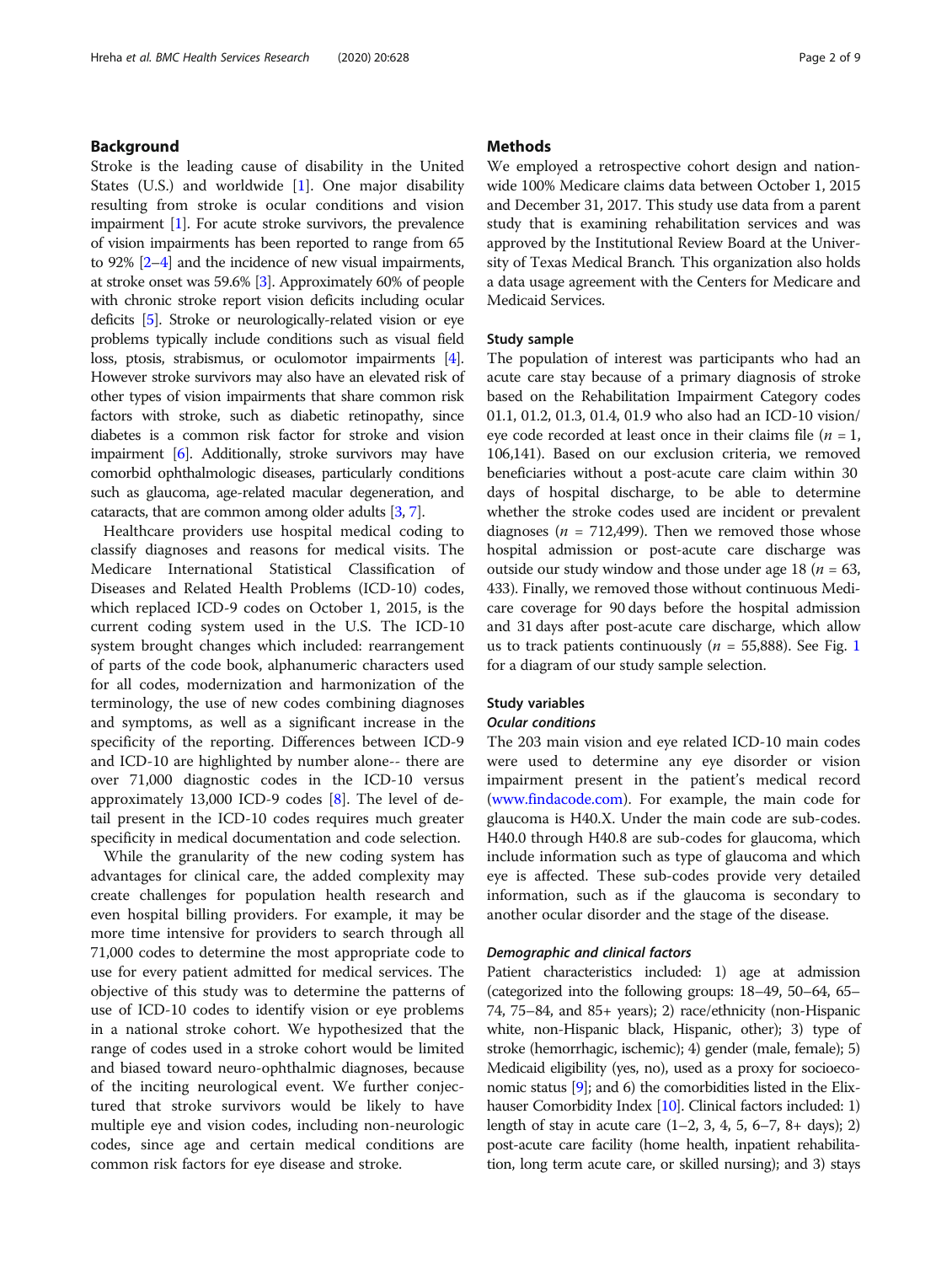## Background

Stroke is the leading cause of disability in the United States (U.S.) and worldwide [1]. One major disability resulting from stroke is ocular conditions and vision impairment [1]. For acute stroke survivors, the prevalence of vision impairments has been reported to range from 65 to 92% [2–4] and the incidence of new visual impairments, at stroke onset was 59.6% [3]. Approximately 60% of people with chronic stroke report vision deficits including ocular deficits [5]. Stroke or neurologically-related vision or eye problems typically include conditions such as visual field loss, ptosis, strabismus, or oculomotor impairments [4]. However stroke survivors may also have an elevated risk of other types of vision impairments that share common risk factors with stroke, such as diabetic retinopathy, since diabetes is a common risk factor for stroke and vision impairment [6]. Additionally, stroke survivors may have comorbid ophthalmologic diseases, particularly conditions such as glaucoma, age-related macular degeneration, and cataracts, that are common among older adults [3, 7].

Healthcare providers use hospital medical coding to classify diagnoses and reasons for medical visits. The Medicare International Statistical Classification of Diseases and Related Health Problems (ICD-10) codes, which replaced ICD-9 codes on October 1, 2015, is the current coding system used in the U.S. The ICD-10 system brought changes which included: rearrangement of parts of the code book, alphanumeric characters used for all codes, modernization and harmonization of the terminology, the use of new codes combining diagnoses and symptoms, as well as a significant increase in the specificity of the reporting. Differences between ICD-9 and ICD-10 are highlighted by number alone-- there are over 71,000 diagnostic codes in the ICD-10 versus approximately 13,000 ICD-9 codes [8]. The level of detail present in the ICD-10 codes requires much greater specificity in medical documentation and code selection.

While the granularity of the new coding system has advantages for clinical care, the added complexity may create challenges for population health research and even hospital billing providers. For example, it may be more time intensive for providers to search through all 71,000 codes to determine the most appropriate code to use for every patient admitted for medical services. The objective of this study was to determine the patterns of use of ICD-10 codes to identify vision or eye problems in a national stroke cohort. We hypothesized that the range of codes used in a stroke cohort would be limited and biased toward neuro-ophthalmic diagnoses, because of the inciting neurological event. We further conjectured that stroke survivors would be likely to have multiple eye and vision codes, including non-neurologic codes, since age and certain medical conditions are common risk factors for eye disease and stroke.

## Methods

We employed a retrospective cohort design and nationwide 100% Medicare claims data between October 1, 2015 and December 31, 2017. This study use data from a parent study that is examining rehabilitation services and was approved by the Institutional Review Board at the University of Texas Medical Branch. This organization also holds a data usage agreement with the Centers for Medicare and Medicaid Services.

### Study sample

The population of interest was participants who had an acute care stay because of a primary diagnosis of stroke based on the Rehabilitation Impairment Category codes 01.1, 01.2, 01.3, 01.4, 01.9 who also had an ICD-10 vision/eye code recorded at least once in their claims file ($n$ = 1, 106,141). Based on our exclusion criteria, we removed beneficiaries without a post-acute care claim within 30 days of hospital discharge, to be able to determine whether the stroke codes used are incident or prevalent diagnoses ($n$ = 712,499). Then we removed those whose hospital admission or post-acute care discharge was outside our study window and those under age 18 ($n$ = 63, 433). Finally, we removed those without continuous Medicare coverage for 90 days before the hospital admission and 31 days after post-acute care discharge, which allow us to track patients continuously ($n$ = 55,888). See Fig. 1 for a diagram of our study sample selection.

### Study variables

#### *Ocular conditions*

The 203 main vision and eye related ICD-10 main codes were used to determine any eye disorder or vision impairment present in the patient's medical record (www.findacode.com). For example, the main code for glaucoma is H40.X. Under the main code are sub-codes. H40.0 through H40.8 are sub-codes for glaucoma, which include information such as type of glaucoma and which eye is affected. These sub-codes provide very detailed information, such as if the glaucoma is secondary to another ocular disorder and the stage of the disease.

#### *Demographic and clinical factors*

Patient characteristics included: 1) age at admission (categorized into the following groups: 18–49, 50–64, 65–74, 75–84, and 85+ years); 2) race/ethnicity (non-Hispanic white, non-Hispanic black, Hispanic, other); 3) type of stroke (hemorrhagic, ischemic); 4) gender (male, female); 5) Medicaid eligibility (yes, no), used as a proxy for socioeconomic status [9]; and 6) the comorbidities listed in the Elixhauser Comorbidity Index [10]. Clinical factors included: 1) length of stay in acute care (1–2, 3, 4, 5, 6–7, 8+ days); 2) post-acute care facility (home health, inpatient rehabilitation, long term acute care, or skilled nursing); and 3) stays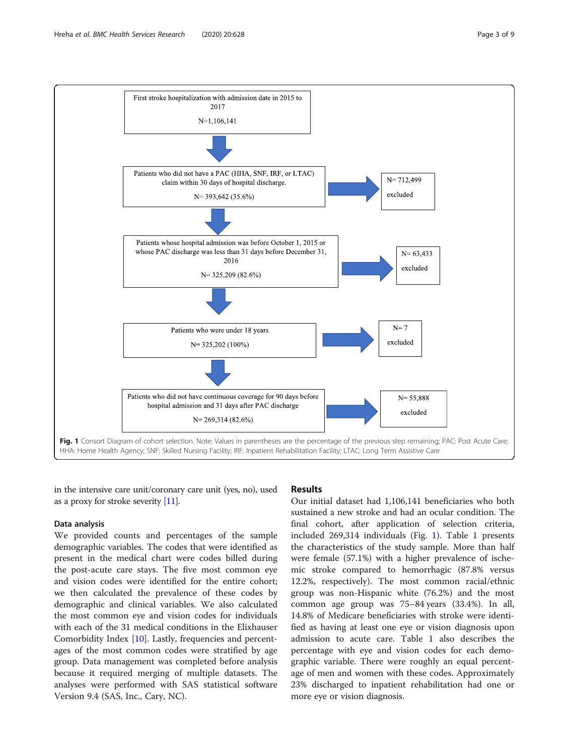First stroke hospitalization with admission date in 2015 to 2017

N=1,106,141

Patients who did not have a PAC (HHA, SNF, IRF, or LTAC) claim within 30 days of hospital discharge.

N= 393,642 (35.6%)

N= 712,499 excluded

Patients whose hospital admission was before October 1, 2015 or whose PAC discharge was less than 31 days before December 31, 2016

N= 325,209 (82.6%)

N= 63,433 excluded

Patients who were under 18 years

N= 325,202 (100%)

N= 7 excluded

Patients who did not have continuous coverage for 90 days before hospital admission and 31 days after PAC discharge

N= 269,314 (82.6%)

N= 55,888 excluded

**Fig. 1** Consort Diagram of cohort selection. Note: Values in parentheses are the percentage of the previous step remaining; PAC: Post Acute Care; HHA: Home Health Agency; SNF: Skilled Nursing Facility; IRF: Inpatient Rehabilitation Facility; LTAC: Long Term Assistive Care

in the intensive care unit/coronary care unit (yes, no), used as a proxy for stroke severity [11].

### Data analysis

We provided counts and percentages of the sample demographic variables. The codes that were identified as present in the medical chart were codes billed during the post-acute care stays. The five most common eye and vision codes were identified for the entire cohort; we then calculated the prevalence of these codes by demographic and clinical variables. We also calculated the most common eye and vision codes for individuals with each of the 31 medical conditions in the Elixhauser Comorbidity Index [10]. Lastly, frequencies and percentages of the most common codes were stratified by age group. Data management was completed before analysis because it required merging of multiple datasets. The analyses were performed with SAS statistical software Version 9.4 (SAS, Inc., Cary, NC).

## Results

Our initial dataset had 1,106,141 beneficiaries who both sustained a new stroke and had an ocular condition. The final cohort, after application of selection criteria, included 269,314 individuals (Fig. 1). Table 1 presents the characteristics of the study sample. More than half were female (57.1%) with a higher prevalence of ischemic stroke compared to hemorrhagic (87.8% versus 12.2%, respectively). The most common racial/ethnic group was non-Hispanic white (76.2%) and the most common age group was 75–84 years (33.4%). In all, 14.8% of Medicare beneficiaries with stroke were identified as having at least one eye or vision diagnosis upon admission to acute care. Table 1 also describes the percentage with eye and vision codes for each demographic variable. There were roughly an equal percentage of men and women with these codes. Approximately 23% discharged to inpatient rehabilitation had one or more eye or vision diagnosis.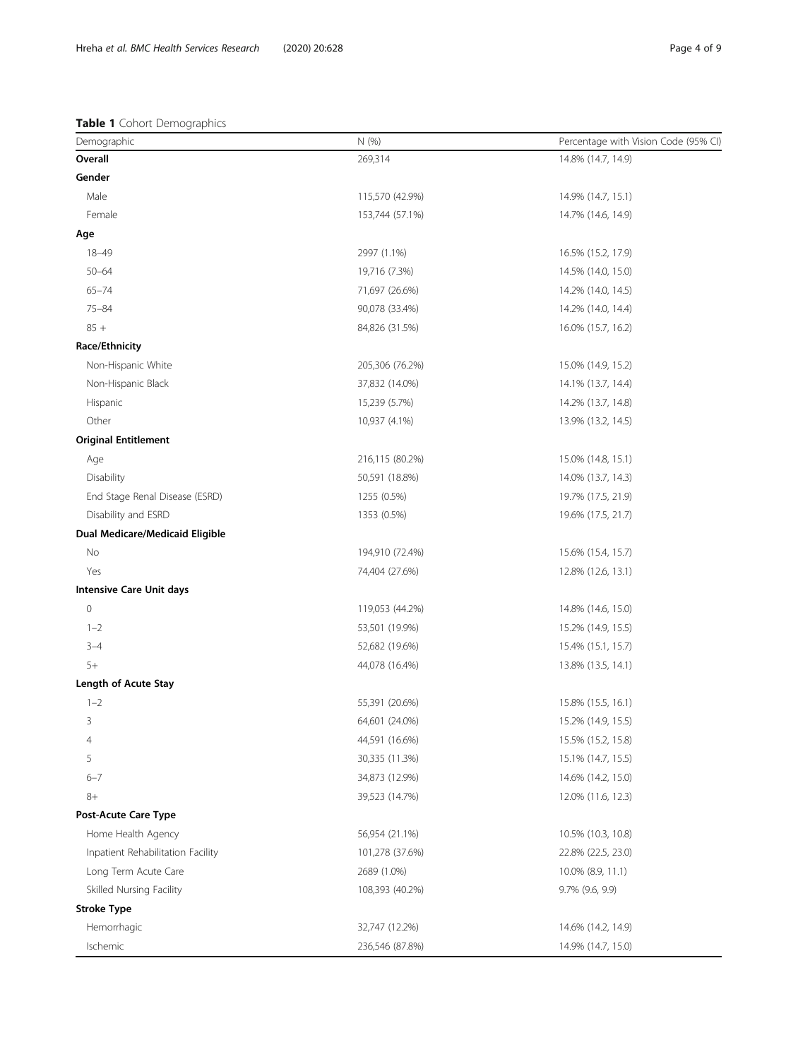**Table 1** Cohort Demographics

| Demographic | N (%) | Percentage with Vision Code (95% CI) |
|---|---|---|
| **Overall** | 269,314 | 14.8% (14.7, 14.9) |
| **Gender** | | |
| Male | 115,570 (42.9%) | 14.9% (14.7, 15.1) |
| Female | 153,744 (57.1%) | 14.7% (14.6, 14.9) |
| **Age** | | |
| 18–49 | 2997 (1.1%) | 16.5% (15.2, 17.9) |
| 50–64 | 19,716 (7.3%) | 14.5% (14.0, 15.0) |
| 65–74 | 71,697 (26.6%) | 14.2% (14.0, 14.5) |
| 75–84 | 90,078 (33.4%) | 14.2% (14.0, 14.4) |
| 85 + | 84,826 (31.5%) | 16.0% (15.7, 16.2) |
| **Race/Ethnicity** | | |
| Non-Hispanic White | 205,306 (76.2%) | 15.0% (14.9, 15.2) |
| Non-Hispanic Black | 37,832 (14.0%) | 14.1% (13.7, 14.4) |
| Hispanic | 15,239 (5.7%) | 14.2% (13.7, 14.8) |
| Other | 10,937 (4.1%) | 13.9% (13.2, 14.5) |
| **Original Entitlement** | | |
| Age | 216,115 (80.2%) | 15.0% (14.8, 15.1) |
| Disability | 50,591 (18.8%) | 14.0% (13.7, 14.3) |
| End Stage Renal Disease (ESRD) | 1255 (0.5%) | 19.7% (17.5, 21.9) |
| Disability and ESRD | 1353 (0.5%) | 19.6% (17.5, 21.7) |
| **Dual Medicare/Medicaid Eligible** | | |
| No | 194,910 (72.4%) | 15.6% (15.4, 15.7) |
| Yes | 74,404 (27.6%) | 12.8% (12.6, 13.1) |
| **Intensive Care Unit days** | | |
| 0 | 119,053 (44.2%) | 14.8% (14.6, 15.0) |
| 1–2 | 53,501 (19.9%) | 15.2% (14.9, 15.5) |
| 3–4 | 52,682 (19.6%) | 15.4% (15.1, 15.7) |
| 5+ | 44,078 (16.4%) | 13.8% (13.5, 14.1) |
| **Length of Acute Stay** | | |
| 1–2 | 55,391 (20.6%) | 15.8% (15.5, 16.1) |
| 3 | 64,601 (24.0%) | 15.2% (14.9, 15.5) |
| 4 | 44,591 (16.6%) | 15.5% (15.2, 15.8) |
| 5 | 30,335 (11.3%) | 15.1% (14.7, 15.5) |
| 6–7 | 34,873 (12.9%) | 14.6% (14.2, 15.0) |
| 8+ | 39,523 (14.7%) | 12.0% (11.6, 12.3) |
| **Post-Acute Care Type** | | |
| Home Health Agency | 56,954 (21.1%) | 10.5% (10.3, 10.8) |
| Inpatient Rehabilitation Facility | 101,278 (37.6%) | 22.8% (22.5, 23.0) |
| Long Term Acute Care | 2689 (1.0%) | 10.0% (8.9, 11.1) |
| Skilled Nursing Facility | 108,393 (40.2%) | 9.7% (9.6, 9.9) |
| **Stroke Type** | | |
| Hemorrhagic | 32,747 (12.2%) | 14.6% (14.2, 14.9) |
| Ischemic | 236,546 (87.8%) | 14.9% (14.7, 15.0) |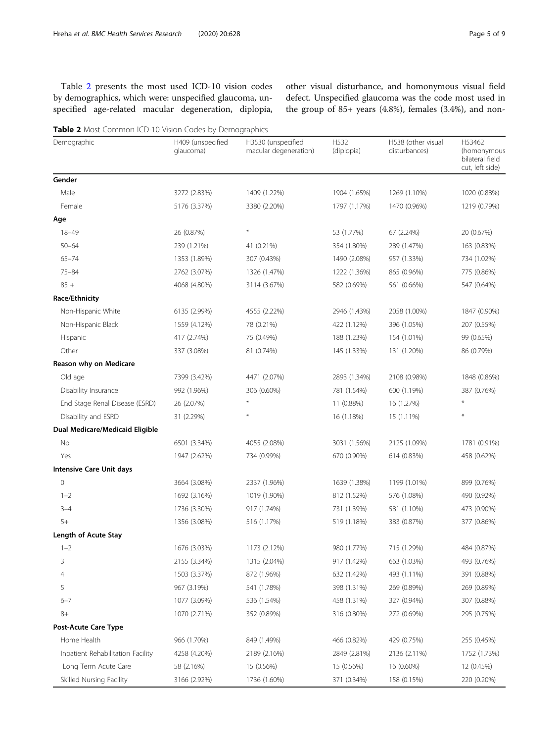Table 2 presents the most used ICD-10 vision codes by demographics, which were: unspecified glaucoma, unspecified age-related macular degeneration, diplopia, other visual disturbance, and homonymous visual field defect. Unspecified glaucoma was the code most used in the group of 85+ years (4.8%), females (3.4%), and non-

**Table 2** Most Common ICD-10 Vision Codes by Demographics

| Demographic | H409 (unspecified glaucoma) | H3530 (unspecified macular degeneration) | H532 (diplopia) | H538 (other visual disturbances) | H53462 (homonymous bilateral field cut, left side) |
|---|---|---|---|---|---|
| **Gender** | | | | | |
| Male | 3272 (2.83%) | 1409 (1.22%) | 1904 (1.65%) | 1269 (1.10%) | 1020 (0.88%) |
| Female | 5176 (3.37%) | 3380 (2.20%) | 1797 (1.17%) | 1470 (0.96%) | 1219 (0.79%) |
| **Age** | | | | | |
| 18–49 | 26 (0.87%) | * | 53 (1.77%) | 67 (2.24%) | 20 (0.67%) |
| 50–64 | 239 (1.21%) | 41 (0.21%) | 354 (1.80%) | 289 (1.47%) | 163 (0.83%) |
| 65–74 | 1353 (1.89%) | 307 (0.43%) | 1490 (2.08%) | 957 (1.33%) | 734 (1.02%) |
| 75–84 | 2762 (3.07%) | 1326 (1.47%) | 1222 (1.36%) | 865 (0.96%) | 775 (0.86%) |
| 85 + | 4068 (4.80%) | 3114 (3.67%) | 582 (0.69%) | 561 (0.66%) | 547 (0.64%) |
| **Race/Ethnicity** | | | | | |
| Non-Hispanic White | 6135 (2.99%) | 4555 (2.22%) | 2946 (1.43%) | 2058 (1.00%) | 1847 (0.90%) |
| Non-Hispanic Black | 1559 (4.12%) | 78 (0.21%) | 422 (1.12%) | 396 (1.05%) | 207 (0.55%) |
| Hispanic | 417 (2.74%) | 75 (0.49%) | 188 (1.23%) | 154 (1.01%) | 99 (0.65%) |
| Other | 337 (3.08%) | 81 (0.74%) | 145 (1.33%) | 131 (1.20%) | 86 (0.79%) |
| **Reason why on Medicare** | | | | | |
| Old age | 7399 (3.42%) | 4471 (2.07%) | 2893 (1.34%) | 2108 (0.98%) | 1848 (0.86%) |
| Disability Insurance | 992 (1.96%) | 306 (0.60%) | 781 (1.54%) | 600 (1.19%) | 387 (0.76%) |
| End Stage Renal Disease (ESRD) | 26 (2.07%) | * | 11 (0.88%) | 16 (1.27%) | * |
| Disability and ESRD | 31 (2.29%) | * | 16 (1.18%) | 15 (1.11%) | * |
| **Dual Medicare/Medicaid Eligible** | | | | | |
| No | 6501 (3.34%) | 4055 (2.08%) | 3031 (1.56%) | 2125 (1.09%) | 1781 (0.91%) |
| Yes | 1947 (2.62%) | 734 (0.99%) | 670 (0.90%) | 614 (0.83%) | 458 (0.62%) |
| **Intensive Care Unit days** | | | | | |
| 0 | 3664 (3.08%) | 2337 (1.96%) | 1639 (1.38%) | 1199 (1.01%) | 899 (0.76%) |
| 1–2 | 1692 (3.16%) | 1019 (1.90%) | 812 (1.52%) | 576 (1.08%) | 490 (0.92%) |
| 3–4 | 1736 (3.30%) | 917 (1.74%) | 731 (1.39%) | 581 (1.10%) | 473 (0.90%) |
| 5+ | 1356 (3.08%) | 516 (1.17%) | 519 (1.18%) | 383 (0.87%) | 377 (0.86%) |
| **Length of Acute Stay** | | | | | |
| 1–2 | 1676 (3.03%) | 1173 (2.12%) | 980 (1.77%) | 715 (1.29%) | 484 (0.87%) |
| 3 | 2155 (3.34%) | 1315 (2.04%) | 917 (1.42%) | 663 (1.03%) | 493 (0.76%) |
| 4 | 1503 (3.37%) | 872 (1.96%) | 632 (1.42%) | 493 (1.11%) | 391 (0.88%) |
| 5 | 967 (3.19%) | 541 (1.78%) | 398 (1.31%) | 269 (0.89%) | 269 (0.89%) |
| 6–7 | 1077 (3.09%) | 536 (1.54%) | 458 (1.31%) | 327 (0.94%) | 307 (0.88%) |
| 8+ | 1070 (2.71%) | 352 (0.89%) | 316 (0.80%) | 272 (0.69%) | 295 (0.75%) |
| **Post-Acute Care Type** | | | | | |
| Home Health | 966 (1.70%) | 849 (1.49%) | 466 (0.82%) | 429 (0.75%) | 255 (0.45%) |
| Inpatient Rehabilitation Facility | 4258 (4.20%) | 2189 (2.16%) | 2849 (2.81%) | 2136 (2.11%) | 1752 (1.73%) |
| Long Term Acute Care | 58 (2.16%) | 15 (0.56%) | 15 (0.56%) | 16 (0.60%) | 12 (0.45%) |
| Skilled Nursing Facility | 3166 (2.92%) | 1736 (1.60%) | 371 (0.34%) | 158 (0.15%) | 220 (0.20%) |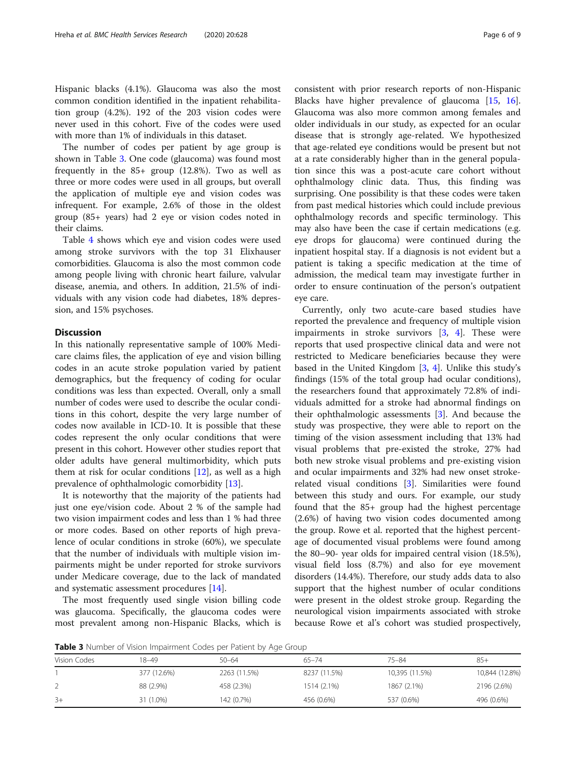Hispanic blacks (4.1%). Glaucoma was also the most common condition identified in the inpatient rehabilitation group (4.2%). 192 of the 203 vision codes were never used in this cohort. Five of the codes were used with more than 1% of individuals in this dataset.

The number of codes per patient by age group is shown in Table 3. One code (glaucoma) was found most frequently in the 85+ group (12.8%). Two as well as three or more codes were used in all groups, but overall the application of multiple eye and vision codes was infrequent. For example, 2.6% of those in the oldest group (85+ years) had 2 eye or vision codes noted in their claims.

Table 4 shows which eye and vision codes were used among stroke survivors with the top 31 Elixhauser comorbidities. Glaucoma is also the most common code among people living with chronic heart failure, valvular disease, anemia, and others. In addition, 21.5% of individuals with any vision code had diabetes, 18% depression, and 15% psychoses.

## Discussion

In this nationally representative sample of 100% Medicare claims files, the application of eye and vision billing codes in an acute stroke population varied by patient demographics, but the frequency of coding for ocular conditions was less than expected. Overall, only a small number of codes were used to describe the ocular conditions in this cohort, despite the very large number of codes now available in ICD-10. It is possible that these codes represent the only ocular conditions that were present in this cohort. However other studies report that older adults have general multimorbidity, which puts them at risk for ocular conditions [12], as well as a high prevalence of ophthalmologic comorbidity [13].

It is noteworthy that the majority of the patients had just one eye/vision code. About 2 % of the sample had two vision impairment codes and less than 1 % had three or more codes. Based on other reports of high prevalence of ocular conditions in stroke (60%), we speculate that the number of individuals with multiple vision impairments might be under reported for stroke survivors under Medicare coverage, due to the lack of mandated and systematic assessment procedures [14].

The most frequently used single vision billing code was glaucoma. Specifically, the glaucoma codes were most prevalent among non-Hispanic Blacks, which is consistent with prior research reports of non-Hispanic Blacks have higher prevalence of glaucoma [15, 16]. Glaucoma was also more common among females and older individuals in our study, as expected for an ocular disease that is strongly age-related. We hypothesized that age-related eye conditions would be present but not at a rate considerably higher than in the general population since this was a post-acute care cohort without ophthalmology clinic data. Thus, this finding was surprising. One possibility is that these codes were taken from past medical histories which could include previous ophthalmology records and specific terminology. This may also have been the case if certain medications (e.g. eye drops for glaucoma) were continued during the inpatient hospital stay. If a diagnosis is not evident but a patient is taking a specific medication at the time of admission, the medical team may investigate further in order to ensure continuation of the person's outpatient eye care.

Currently, only two acute-care based studies have reported the prevalence and frequency of multiple vision impairments in stroke survivors [3, 4]. These were reports that used prospective clinical data and were not restricted to Medicare beneficiaries because they were based in the United Kingdom [3, 4]. Unlike this study's findings (15% of the total group had ocular conditions), the researchers found that approximately 72.8% of individuals admitted for a stroke had abnormal findings on their ophthalmologic assessments [3]. And because the study was prospective, they were able to report on the timing of the vision assessment including that 13% had visual problems that pre-existed the stroke, 27% had both new stroke visual problems and pre-existing vision and ocular impairments and 32% had new onset stroke-related visual conditions [3]. Similarities were found between this study and ours. For example, our study found that the 85+ group had the highest percentage (2.6%) of having two vision codes documented among the group. Rowe et al. reported that the highest percentage of documented visual problems were found among the 80–90- year olds for impaired central vision (18.5%), visual field loss (8.7%) and also for eye movement disorders (14.4%). Therefore, our study adds data to also support that the highest number of ocular conditions were present in the oldest stroke group. Regarding the neurological vision impairments associated with stroke because Rowe et al's cohort was studied prospectively,

**Table 3** Number of Vision Impairment Codes per Patient by Age Group

| Vision Codes | 18–49 | 50–64 | 65–74 | 75–84 | 85+ |
|---|---|---|---|---|---|
| 1 | 377 (12.6%) | 2263 (11.5%) | 8237 (11.5%) | 10,395 (11.5%) | 10,844 (12.8%) |
| 2 | 88 (2.9%) | 458 (2.3%) | 1514 (2.1%) | 1867 (2.1%) | 2196 (2.6%) |
| 3+ | 31 (1.0%) | 142 (0.7%) | 456 (0.6%) | 537 (0.6%) | 496 (0.6%) |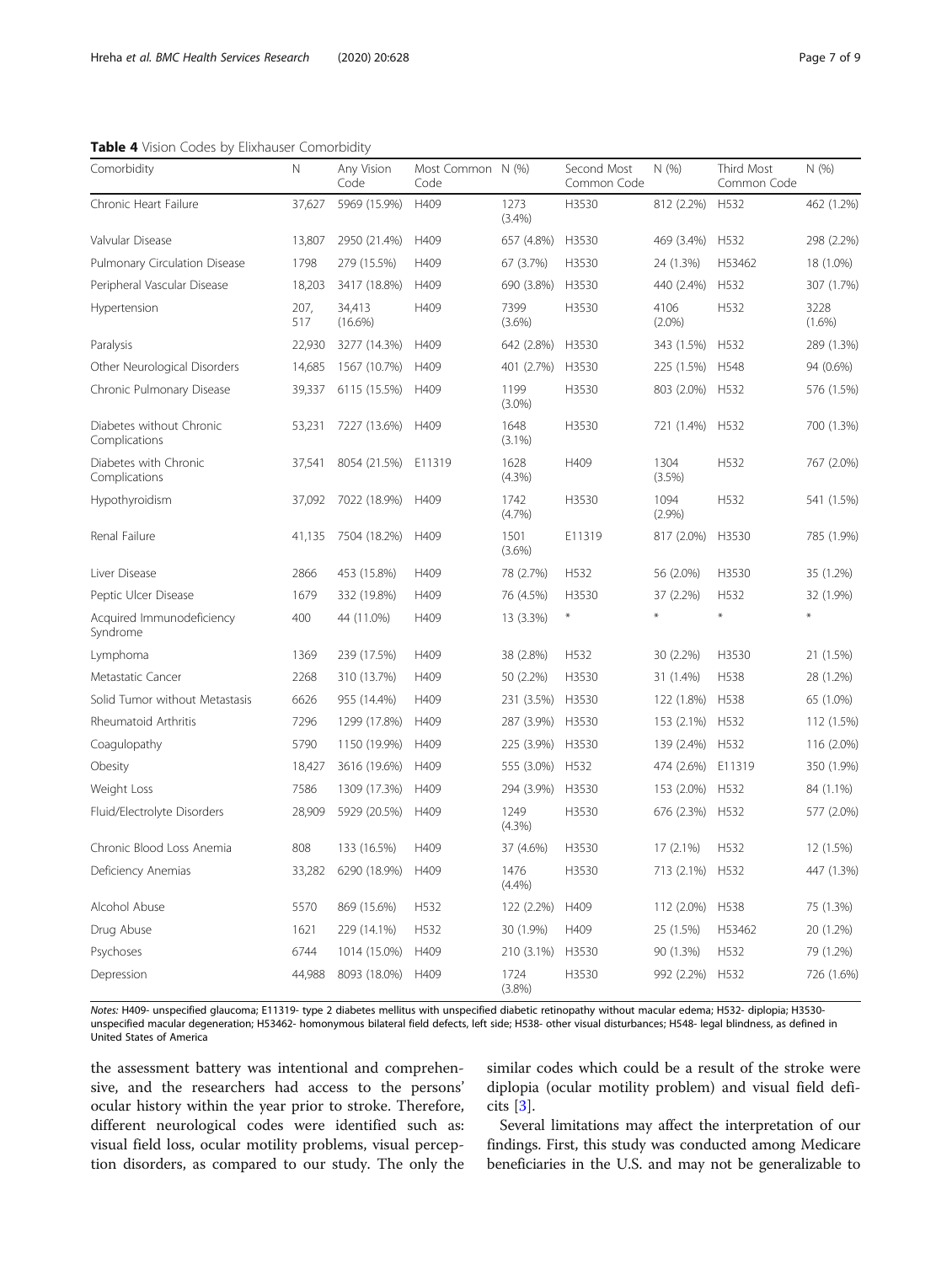**Table 4** Vision Codes by Elixhauser Comorbidity

| Comorbidity | N | Any Vision Code | Most Common Code | N (%) | Second Most Common Code | N (%) | Third Most Common Code | N (%) |
|---|---|---|---|---|---|---|---|---|
| Chronic Heart Failure | 37,627 | 5969 (15.9%) | H409 | 1273 (3.4%) | H3530 | 812 (2.2%) | H532 | 462 (1.2%) |
| Valvular Disease | 13,807 | 2950 (21.4%) | H409 | 657 (4.8%) | H3530 | 469 (3.4%) | H532 | 298 (2.2%) |
| Pulmonary Circulation Disease | 1798 | 279 (15.5%) | H409 | 67 (3.7%) | H3530 | 24 (1.3%) | H53462 | 18 (1.0%) |
| Peripheral Vascular Disease | 18,203 | 3417 (18.8%) | H409 | 690 (3.8%) | H3530 | 440 (2.4%) | H532 | 307 (1.7%) |
| Hypertension | 207,517 | 34,413 (16.6%) | H409 | 7399 (3.6%) | H3530 | 4106 (2.0%) | H532 | 3228 (1.6%) |
| Paralysis | 22,930 | 3277 (14.3%) | H409 | 642 (2.8%) | H3530 | 343 (1.5%) | H532 | 289 (1.3%) |
| Other Neurological Disorders | 14,685 | 1567 (10.7%) | H409 | 401 (2.7%) | H3530 | 225 (1.5%) | H548 | 94 (0.6%) |
| Chronic Pulmonary Disease | 39,337 | 6115 (15.5%) | H409 | 1199 (3.0%) | H3530 | 803 (2.0%) | H532 | 576 (1.5%) |
| Diabetes without Chronic Complications | 53,231 | 7227 (13.6%) | H409 | 1648 (3.1%) | H3530 | 721 (1.4%) | H532 | 700 (1.3%) |
| Diabetes with Chronic Complications | 37,541 | 8054 (21.5%) | E11319 | 1628 (4.3%) | H409 | 1304 (3.5%) | H532 | 767 (2.0%) |
| Hypothyroidism | 37,092 | 7022 (18.9%) | H409 | 1742 (4.7%) | H3530 | 1094 (2.9%) | H532 | 541 (1.5%) |
| Renal Failure | 41,135 | 7504 (18.2%) | H409 | 1501 (3.6%) | E11319 | 817 (2.0%) | H3530 | 785 (1.9%) |
| Liver Disease | 2866 | 453 (15.8%) | H409 | 78 (2.7%) | H532 | 56 (2.0%) | H3530 | 35 (1.2%) |
| Peptic Ulcer Disease | 1679 | 332 (19.8%) | H409 | 76 (4.5%) | H3530 | 37 (2.2%) | H532 | 32 (1.9%) |
| Acquired Immunodeficiency Syndrome | 400 | 44 (11.0%) | H409 | 13 (3.3%) | * | * | * | * |
| Lymphoma | 1369 | 239 (17.5%) | H409 | 38 (2.8%) | H532 | 30 (2.2%) | H3530 | 21 (1.5%) |
| Metastatic Cancer | 2268 | 310 (13.7%) | H409 | 50 (2.2%) | H3530 | 31 (1.4%) | H538 | 28 (1.2%) |
| Solid Tumor without Metastasis | 6626 | 955 (14.4%) | H409 | 231 (3.5%) | H3530 | 122 (1.8%) | H538 | 65 (1.0%) |
| Rheumatoid Arthritis | 7296 | 1299 (17.8%) | H409 | 287 (3.9%) | H3530 | 153 (2.1%) | H532 | 112 (1.5%) |
| Coagulopathy | 5790 | 1150 (19.9%) | H409 | 225 (3.9%) | H3530 | 139 (2.4%) | H532 | 116 (2.0%) |
| Obesity | 18,427 | 3616 (19.6%) | H409 | 555 (3.0%) | H532 | 474 (2.6%) | E11319 | 350 (1.9%) |
| Weight Loss | 7586 | 1309 (17.3%) | H409 | 294 (3.9%) | H3530 | 153 (2.0%) | H532 | 84 (1.1%) |
| Fluid/Electrolyte Disorders | 28,909 | 5929 (20.5%) | H409 | 1249 (4.3%) | H3530 | 676 (2.3%) | H532 | 577 (2.0%) |
| Chronic Blood Loss Anemia | 808 | 133 (16.5%) | H409 | 37 (4.6%) | H3530 | 17 (2.1%) | H532 | 12 (1.5%) |
| Deficiency Anemias | 33,282 | 6290 (18.9%) | H409 | 1476 (4.4%) | H3530 | 713 (2.1%) | H532 | 447 (1.3%) |
| Alcohol Abuse | 5570 | 869 (15.6%) | H532 | 122 (2.2%) | H409 | 112 (2.0%) | H538 | 75 (1.3%) |
| Drug Abuse | 1621 | 229 (14.1%) | H532 | 30 (1.9%) | H409 | 25 (1.5%) | H53462 | 20 (1.2%) |
| Psychoses | 6744 | 1014 (15.0%) | H409 | 210 (3.1%) | H3530 | 90 (1.3%) | H532 | 79 (1.2%) |
| Depression | 44,988 | 8093 (18.0%) | H409 | 1724 (3.8%) | H3530 | 992 (2.2%) | H532 | 726 (1.6%) |

*Notes:* H409- unspecified glaucoma; E11319- type 2 diabetes mellitus with unspecified diabetic retinopathy without macular edema; H532- diplopia; H3530- unspecified macular degeneration; H53462- homonymous bilateral field defects, left side; H538- other visual disturbances; H548- legal blindness, as defined in United States of America

the assessment battery was intentional and comprehensive, and the researchers had access to the persons' ocular history within the year prior to stroke. Therefore, different neurological codes were identified such as: visual field loss, ocular motility problems, visual perception disorders, as compared to our study. The only the similar codes which could be a result of the stroke were diplopia (ocular motility problem) and visual field deficits [3].

Several limitations may affect the interpretation of our findings. First, this study was conducted among Medicare beneficiaries in the U.S. and may not be generalizable to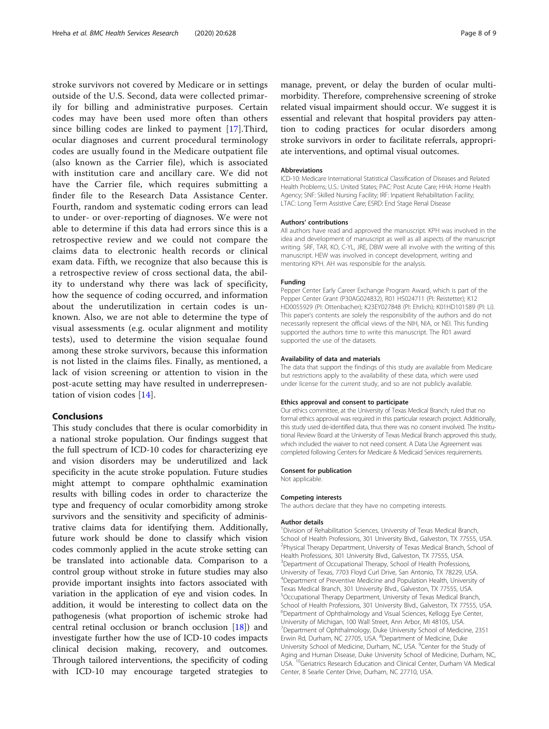stroke survivors not covered by Medicare or in settings outside of the U.S. Second, data were collected primarily for billing and administrative purposes. Certain codes may have been used more often than others since billing codes are linked to payment [17].Third, ocular diagnoses and current procedural terminology codes are usually found in the Medicare outpatient file (also known as the Carrier file), which is associated with institution care and ancillary care. We did not have the Carrier file, which requires submitting a finder file to the Research Data Assistance Center. Fourth, random and systematic coding errors can lead to under- or over-reporting of diagnoses. We were not able to determine if this data had errors since this is a retrospective review and we could not compare the claims data to electronic health records or clinical exam data. Fifth, we recognize that also because this is a retrospective review of cross sectional data, the ability to understand why there was lack of specificity, how the sequence of coding occurred, and information about the underutilization in certain codes is unknown. Also, we are not able to determine the type of visual assessments (e.g. ocular alignment and motility tests), used to determine the vision sequalae found among these stroke survivors, because this information is not listed in the claims files. Finally, as mentioned, a lack of vision screening or attention to vision in the post-acute setting may have resulted in underrepresentation of vision codes [14].

## Conclusions

This study concludes that there is ocular comorbidity in a national stroke population. Our findings suggest that the full spectrum of ICD-10 codes for characterizing eye and vision disorders may be underutilized and lack specificity in the acute stroke population. Future studies might attempt to compare ophthalmic examination results with billing codes in order to characterize the type and frequency of ocular comorbidity among stroke survivors and the sensitivity and specificity of administrative claims data for identifying them. Additionally, future work should be done to classify which vision codes commonly applied in the acute stroke setting can be translated into actionable data. Comparison to a control group without stroke in future studies may also provide important insights into factors associated with variation in the application of eye and vision codes. In addition, it would be interesting to collect data on the pathogenesis (what proportion of ischemic stroke had central retinal occlusion or branch occlusion [18]) and investigate further how the use of ICD-10 codes impacts clinical decision making, recovery, and outcomes. Through tailored interventions, the specificity of coding with ICD-10 may encourage targeted strategies to manage, prevent, or delay the burden of ocular multimorbidity. Therefore, comprehensive screening of stroke related visual impairment should occur. We suggest it is essential and relevant that hospital providers pay attention to coding practices for ocular disorders among stroke survivors in order to facilitate referrals, appropriate interventions, and optimal visual outcomes.

#### Abbreviations

ICD-10: Medicare International Statistical Classification of Diseases and Related Health Problems; U.S.: United States; PAC: Post Acute Care; HHA: Home Health Agency; SNF: Skilled Nursing Facility; IRF: Inpatient Rehabilitation Facility; LTAC: Long Term Assistive Care; ESRD: End Stage Renal Disease

#### Authors' contributions

All authors have read and approved the manuscript. KPH was involved in the idea and development of manuscript as well as all aspects of the manuscript writing. SRF, TAR, KO, C-YL, JRE, DBW were all involve with the writing of this manuscript. HEW was involved in concept development, writing and mentoring KPH. AH was responsible for the analysis.

#### Funding

Pepper Center Early Career Exchange Program Award, which is part of the Pepper Center Grant (P30AG024832), R01 HS024711 (PI: Reistetter); K12 HD0055929 (PI: Ottenbacher); K23EY027848 (PI: Ehrlich); K01HD101589 (PI: Li). This paper's contents are solely the responsibility of the authors and do not necessarily represent the official views of the NIH, NIA, or NEI. This funding supported the authors time to write this manuscript. The R01 award supported the use of the datasets.

#### Availability of data and materials

The data that support the findings of this study are available from Medicare but restrictions apply to the availability of these data, which were used under license for the current study, and so are not publicly available.

#### Ethics approval and consent to participate

Our ethics committee, at the University of Texas Medical Branch, ruled that no formal ethics approval was required in this particular research project. Additionally, this study used de-identified data, thus there was no consent involved. The Institutional Review Board at the University of Texas Medical Branch approved this study, which included the waiver to not need consent. A Data Use Agreement was completed following Centers for Medicare & Medicaid Services requirements.

#### Consent for publication

Not applicable.

#### Competing interests

The authors declare that they have no competing interests.

#### Author details

[1]Division of Rehabilitation Sciences, University of Texas Medical Branch, School of Health Professions, 301 University Blvd., Galveston, TX 77555, USA. [2]Physical Therapy Department, University of Texas Medical Branch, School of Health Professions, 301 University Blvd., Galveston, TX 77555, USA. [3]Department of Occupational Therapy, School of Health Professions, University of Texas, 7703 Floyd Curl Drive, San Antonio, TX 78229, USA. [4]Department of Preventive Medicine and Population Health, University of Texas Medical Branch, 301 University Blvd., Galveston, TX 77555, USA. [5]Occupational Therapy Department, University of Texas Medical Branch, School of Health Professions, 301 University Blvd., Galveston, TX 77555, USA. [6]Department of Ophthalmology and Visual Sciences, Kellogg Eye Center, University of Michigan, 100 Wall Street, Ann Arbor, MI 48105, USA. [7]Department of Ophthalmology, Duke University School of Medicine, 2351 Erwin Rd, Durham, NC 27705, USA. [8]Department of Medicine, Duke University School of Medicine, Durham, NC, USA. [9]Center for the Study of Aging and Human Disease, Duke University School of Medicine, Durham, NC, USA. [10]Geriatrics Research Education and Clinical Center, Durham VA Medical Center, 8 Searle Center Drive, Durham, NC 27710, USA.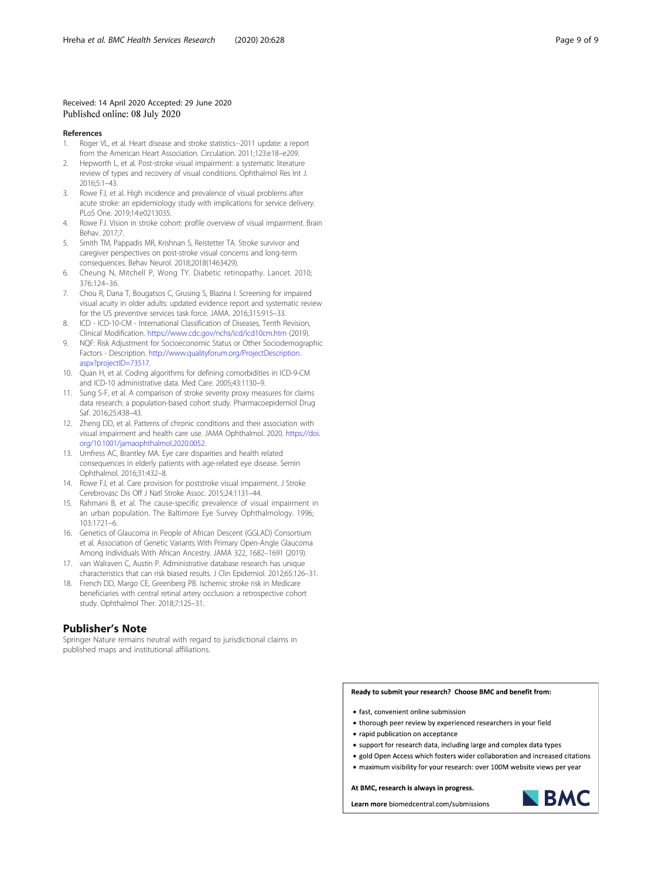Received: 14 April 2020 Accepted: 29 June 2020
Published online: 08 July 2020

## References

1. Roger VL, et al. Heart disease and stroke statistics--2011 update: a report from the American Heart Association. Circulation. 2011;123:e18–e209.
2. Hepworth L, et al. Post-stroke visual impairment: a systematic literature review of types and recovery of visual conditions. Ophthalmol Res Int J. 2016;5:1–43.
3. Rowe FJ, et al. High incidence and prevalence of visual problems after acute stroke: an epidemiology study with implications for service delivery. PLoS One. 2019;14:e0213035.
4. Rowe FJ. Vision in stroke cohort: profile overview of visual impairment. Brain Behav. 2017;7.
5. Smith TM, Pappadis MR, Krishnan S, Reistetter TA. Stroke survivor and caregiver perspectives on post-stroke visual concerns and long-term consequences. Behav Neurol. 2018;2018(1463429).
6. Cheung N, Mitchell P, Wong TY. Diabetic retinopathy. Lancet. 2010; 376:124–36.
7. Chou R, Dana T, Bougatsos C, Grusing S, Blazina I. Screening for impaired visual acuity in older adults: updated evidence report and systematic review for the US preventive services task force. JAMA. 2016;315:915–33.
8. ICD - ICD-10-CM - International Classification of Diseases, Tenth Revision, Clinical Modification. https://www.cdc.gov/nchs/icd/icd10cm.htm (2019).
9. NQF: Risk Adjustment for Socioeconomic Status or Other Sociodemographic Factors - Description. http://www.qualityforum.org/ProjectDescription.aspx?projectID=73517.
10. Quan H, et al. Coding algorithms for defining comorbidities in ICD-9-CM and ICD-10 administrative data. Med Care. 2005;43:1130–9.
11. Sung S-F, et al. A comparison of stroke severity proxy measures for claims data research: a population-based cohort study. Pharmacoepidemiol Drug Saf. 2016;25:438–43.
12. Zheng DD, et al. Patterns of chronic conditions and their association with visual impairment and health care use. JAMA Ophthalmol. 2020. https://doi.org/10.1001/jamaophthalmol.2020.0052.
13. Umfress AC, Brantley MA. Eye care disparities and health related consequences in elderly patients with age-related eye disease. Semin Ophthalmol. 2016;31:432–8.
14. Rowe FJ, et al. Care provision for poststroke visual impairment. J Stroke Cerebrovasc Dis Off J Natl Stroke Assoc. 2015;24:1131–44.
15. Rahmani B, et al. The cause-specific prevalence of visual impairment in an urban population. The Baltimore Eye Survey Ophthalmology. 1996; 103:1721–6.
16. Genetics of Glaucoma in People of African Descent (GGLAD) Consortium et al. Association of Genetic Variants With Primary Open-Angle Glaucoma Among Individuals With African Ancestry. JAMA 322, 1682–1691 (2019).
17. van Walraven C, Austin P. Administrative database research has unique characteristics that can risk biased results. J Clin Epidemiol. 2012;65:126–31.
18. French DD, Margo CE, Greenberg PB. Ischemic stroke risk in Medicare beneficiaries with central retinal artery occlusion: a retrospective cohort study. Ophthalmol Ther. 2018;7:125–31.

## Publisher's Note

Springer Nature remains neutral with regard to jurisdictional claims in published maps and institutional affiliations.

**Ready to submit your research? Choose BMC and benefit from:**

- fast, convenient online submission
- thorough peer review by experienced researchers in your field
- rapid publication on acceptance
- support for research data, including large and complex data types
- gold Open Access which fosters wider collaboration and increased citations
- maximum visibility for your research: over 100M website views per year

**At BMC, research is always in progress.**

**Learn more** biomedcentral.com/submissions

BMC